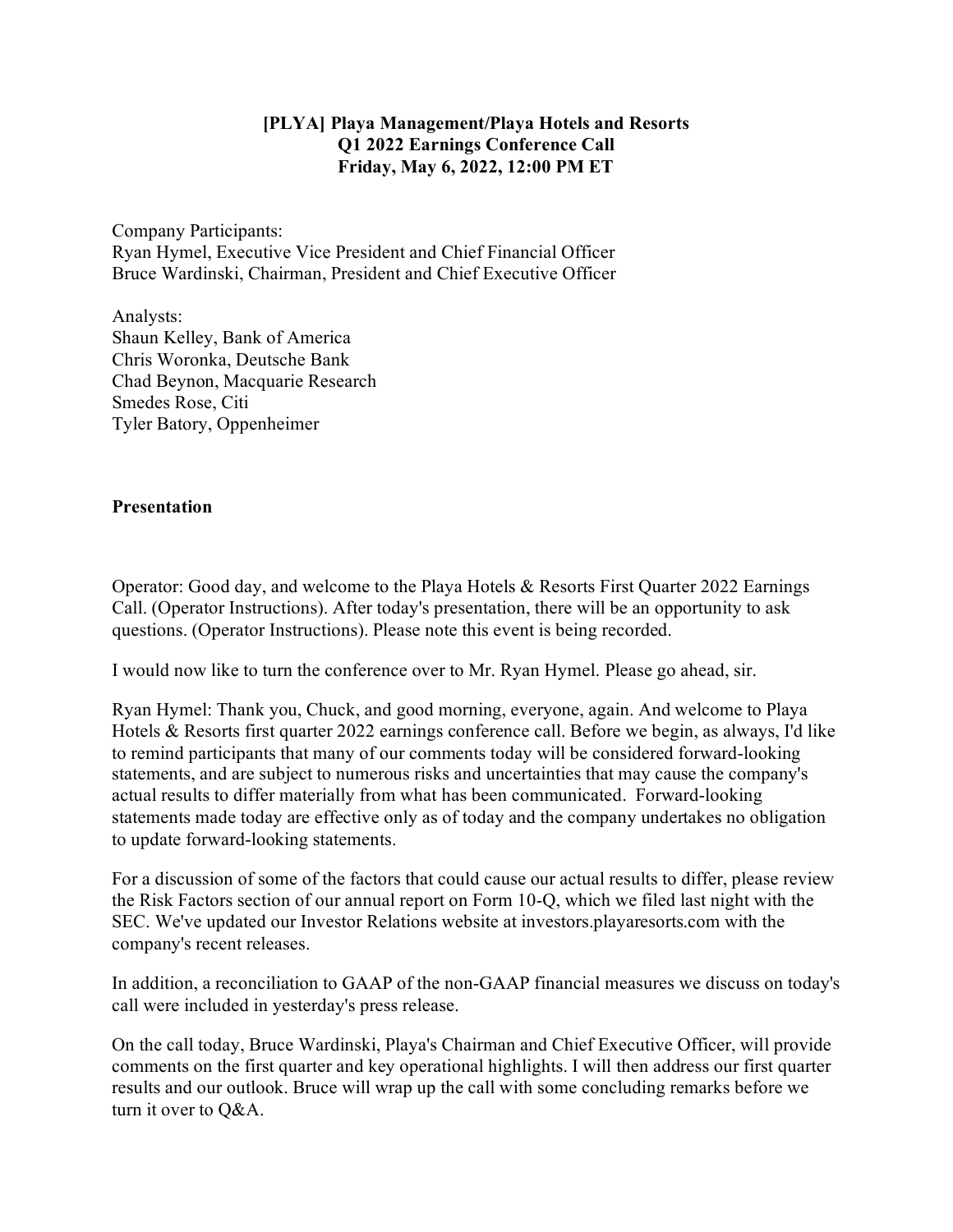**[PLYA] Playa Management/Playa Hotels and Resorts**
**Q1 2022 Earnings Conference Call**
**Friday, May 6, 2022, 12:00 PM ET**

Company Participants:
Ryan Hymel, Executive Vice President and Chief Financial Officer
Bruce Wardinski, Chairman, President and Chief Executive Officer

Analysts:
Shaun Kelley, Bank of America
Chris Woronka, Deutsche Bank
Chad Beynon, Macquarie Research
Smedes Rose, Citi
Tyler Batory, Oppenheimer

## Presentation

Operator: Good day, and welcome to the Playa Hotels & Resorts First Quarter 2022 Earnings Call. (Operator Instructions). After today's presentation, there will be an opportunity to ask questions. (Operator Instructions). Please note this event is being recorded.

I would now like to turn the conference over to Mr. Ryan Hymel. Please go ahead, sir.

Ryan Hymel: Thank you, Chuck, and good morning, everyone, again. And welcome to Playa Hotels & Resorts first quarter 2022 earnings conference call. Before we begin, as always, I'd like to remind participants that many of our comments today will be considered forward-looking statements, and are subject to numerous risks and uncertainties that may cause the company's actual results to differ materially from what has been communicated. Forward-looking statements made today are effective only as of today and the company undertakes no obligation to update forward-looking statements.

For a discussion of some of the factors that could cause our actual results to differ, please review the Risk Factors section of our annual report on Form 10-Q, which we filed last night with the SEC. We've updated our Investor Relations website at investors.playaresorts.com with the company's recent releases.

In addition, a reconciliation to GAAP of the non-GAAP financial measures we discuss on today's call were included in yesterday's press release.

On the call today, Bruce Wardinski, Playa's Chairman and Chief Executive Officer, will provide comments on the first quarter and key operational highlights. I will then address our first quarter results and our outlook. Bruce will wrap up the call with some concluding remarks before we turn it over to Q&A.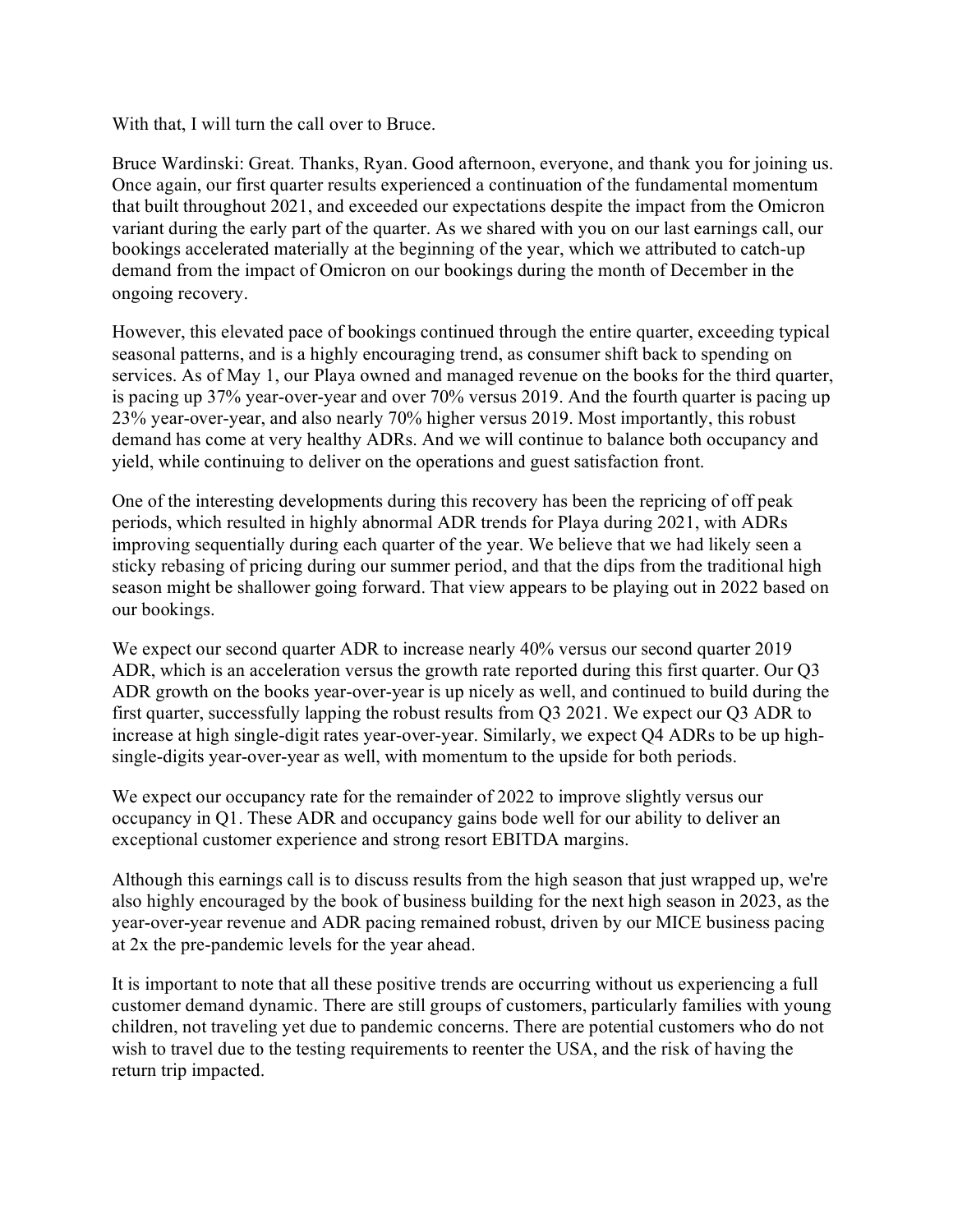With that, I will turn the call over to Bruce.

Bruce Wardinski: Great. Thanks, Ryan. Good afternoon, everyone, and thank you for joining us. Once again, our first quarter results experienced a continuation of the fundamental momentum that built throughout 2021, and exceeded our expectations despite the impact from the Omicron variant during the early part of the quarter. As we shared with you on our last earnings call, our bookings accelerated materially at the beginning of the year, which we attributed to catch-up demand from the impact of Omicron on our bookings during the month of December in the ongoing recovery.

However, this elevated pace of bookings continued through the entire quarter, exceeding typical seasonal patterns, and is a highly encouraging trend, as consumer shift back to spending on services. As of May 1, our Playa owned and managed revenue on the books for the third quarter, is pacing up 37% year-over-year and over 70% versus 2019. And the fourth quarter is pacing up 23% year-over-year, and also nearly 70% higher versus 2019. Most importantly, this robust demand has come at very healthy ADRs. And we will continue to balance both occupancy and yield, while continuing to deliver on the operations and guest satisfaction front.

One of the interesting developments during this recovery has been the repricing of off peak periods, which resulted in highly abnormal ADR trends for Playa during 2021, with ADRs improving sequentially during each quarter of the year. We believe that we had likely seen a sticky rebasing of pricing during our summer period, and that the dips from the traditional high season might be shallower going forward. That view appears to be playing out in 2022 based on our bookings.

We expect our second quarter ADR to increase nearly 40% versus our second quarter 2019 ADR, which is an acceleration versus the growth rate reported during this first quarter. Our Q3 ADR growth on the books year-over-year is up nicely as well, and continued to build during the first quarter, successfully lapping the robust results from Q3 2021. We expect our Q3 ADR to increase at high single-digit rates year-over-year. Similarly, we expect Q4 ADRs to be up high-single-digits year-over-year as well, with momentum to the upside for both periods.

We expect our occupancy rate for the remainder of 2022 to improve slightly versus our occupancy in Q1. These ADR and occupancy gains bode well for our ability to deliver an exceptional customer experience and strong resort EBITDA margins.

Although this earnings call is to discuss results from the high season that just wrapped up, we're also highly encouraged by the book of business building for the next high season in 2023, as the year-over-year revenue and ADR pacing remained robust, driven by our MICE business pacing at 2x the pre-pandemic levels for the year ahead.

It is important to note that all these positive trends are occurring without us experiencing a full customer demand dynamic. There are still groups of customers, particularly families with young children, not traveling yet due to pandemic concerns. There are potential customers who do not wish to travel due to the testing requirements to reenter the USA, and the risk of having the return trip impacted.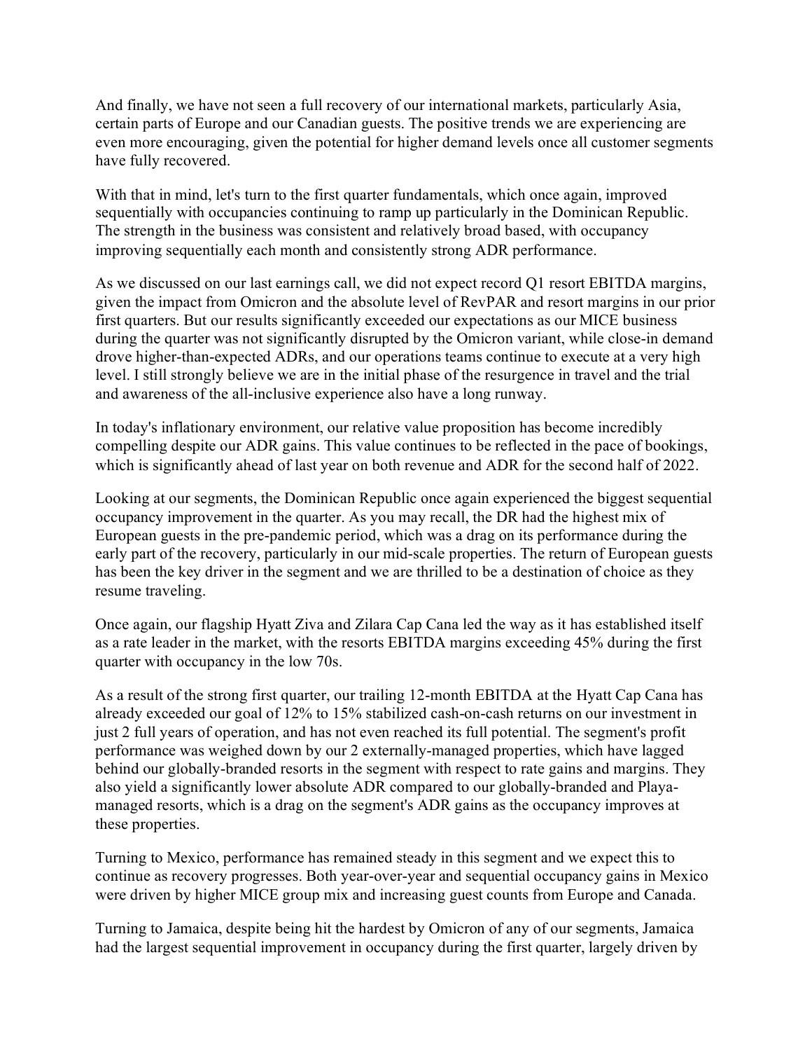And finally, we have not seen a full recovery of our international markets, particularly Asia, certain parts of Europe and our Canadian guests. The positive trends we are experiencing are even more encouraging, given the potential for higher demand levels once all customer segments have fully recovered.

With that in mind, let's turn to the first quarter fundamentals, which once again, improved sequentially with occupancies continuing to ramp up particularly in the Dominican Republic. The strength in the business was consistent and relatively broad based, with occupancy improving sequentially each month and consistently strong ADR performance.

As we discussed on our last earnings call, we did not expect record Q1 resort EBITDA margins, given the impact from Omicron and the absolute level of RevPAR and resort margins in our prior first quarters. But our results significantly exceeded our expectations as our MICE business during the quarter was not significantly disrupted by the Omicron variant, while close-in demand drove higher-than-expected ADRs, and our operations teams continue to execute at a very high level. I still strongly believe we are in the initial phase of the resurgence in travel and the trial and awareness of the all-inclusive experience also have a long runway.

In today's inflationary environment, our relative value proposition has become incredibly compelling despite our ADR gains. This value continues to be reflected in the pace of bookings, which is significantly ahead of last year on both revenue and ADR for the second half of 2022.

Looking at our segments, the Dominican Republic once again experienced the biggest sequential occupancy improvement in the quarter. As you may recall, the DR had the highest mix of European guests in the pre-pandemic period, which was a drag on its performance during the early part of the recovery, particularly in our mid-scale properties. The return of European guests has been the key driver in the segment and we are thrilled to be a destination of choice as they resume traveling.

Once again, our flagship Hyatt Ziva and Zilara Cap Cana led the way as it has established itself as a rate leader in the market, with the resorts EBITDA margins exceeding 45% during the first quarter with occupancy in the low 70s.

As a result of the strong first quarter, our trailing 12-month EBITDA at the Hyatt Cap Cana has already exceeded our goal of 12% to 15% stabilized cash-on-cash returns on our investment in just 2 full years of operation, and has not even reached its full potential. The segment's profit performance was weighed down by our 2 externally-managed properties, which have lagged behind our globally-branded resorts in the segment with respect to rate gains and margins. They also yield a significantly lower absolute ADR compared to our globally-branded and Playa-managed resorts, which is a drag on the segment's ADR gains as the occupancy improves at these properties.

Turning to Mexico, performance has remained steady in this segment and we expect this to continue as recovery progresses. Both year-over-year and sequential occupancy gains in Mexico were driven by higher MICE group mix and increasing guest counts from Europe and Canada.

Turning to Jamaica, despite being hit the hardest by Omicron of any of our segments, Jamaica had the largest sequential improvement in occupancy during the first quarter, largely driven by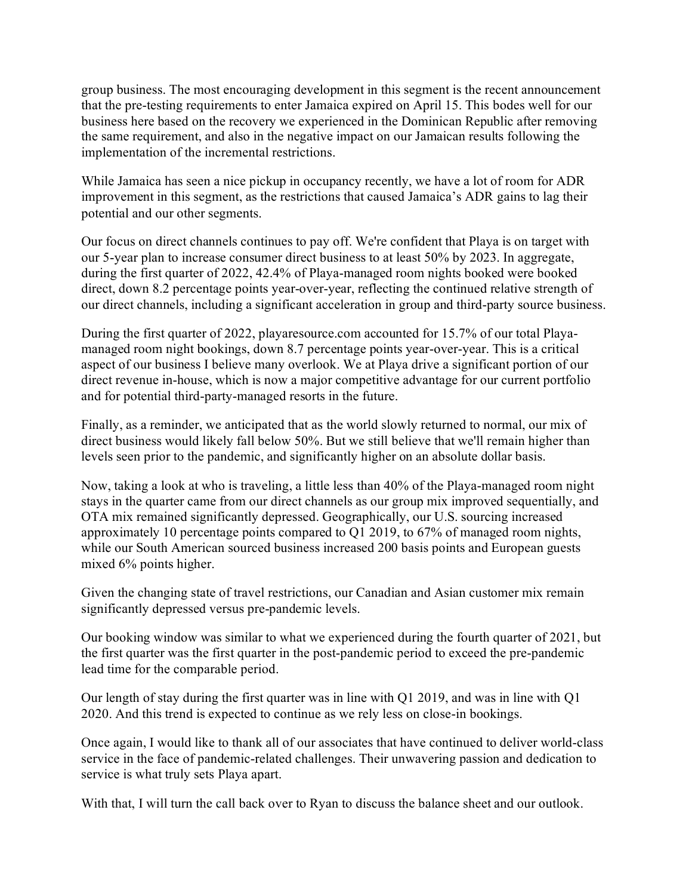group business. The most encouraging development in this segment is the recent announcement that the pre-testing requirements to enter Jamaica expired on April 15. This bodes well for our business here based on the recovery we experienced in the Dominican Republic after removing the same requirement, and also in the negative impact on our Jamaican results following the implementation of the incremental restrictions.

While Jamaica has seen a nice pickup in occupancy recently, we have a lot of room for ADR improvement in this segment, as the restrictions that caused Jamaica's ADR gains to lag their potential and our other segments.

Our focus on direct channels continues to pay off. We're confident that Playa is on target with our 5-year plan to increase consumer direct business to at least 50% by 2023. In aggregate, during the first quarter of 2022, 42.4% of Playa-managed room nights booked were booked direct, down 8.2 percentage points year-over-year, reflecting the continued relative strength of our direct channels, including a significant acceleration in group and third-party source business.

During the first quarter of 2022, playaresource.com accounted for 15.7% of our total Playa-managed room night bookings, down 8.7 percentage points year-over-year. This is a critical aspect of our business I believe many overlook. We at Playa drive a significant portion of our direct revenue in-house, which is now a major competitive advantage for our current portfolio and for potential third-party-managed resorts in the future.

Finally, as a reminder, we anticipated that as the world slowly returned to normal, our mix of direct business would likely fall below 50%. But we still believe that we'll remain higher than levels seen prior to the pandemic, and significantly higher on an absolute dollar basis.

Now, taking a look at who is traveling, a little less than 40% of the Playa-managed room night stays in the quarter came from our direct channels as our group mix improved sequentially, and OTA mix remained significantly depressed. Geographically, our U.S. sourcing increased approximately 10 percentage points compared to Q1 2019, to 67% of managed room nights, while our South American sourced business increased 200 basis points and European guests mixed 6% points higher.

Given the changing state of travel restrictions, our Canadian and Asian customer mix remain significantly depressed versus pre-pandemic levels.

Our booking window was similar to what we experienced during the fourth quarter of 2021, but the first quarter was the first quarter in the post-pandemic period to exceed the pre-pandemic lead time for the comparable period.

Our length of stay during the first quarter was in line with Q1 2019, and was in line with Q1 2020. And this trend is expected to continue as we rely less on close-in bookings.

Once again, I would like to thank all of our associates that have continued to deliver world-class service in the face of pandemic-related challenges. Their unwavering passion and dedication to service is what truly sets Playa apart.

With that, I will turn the call back over to Ryan to discuss the balance sheet and our outlook.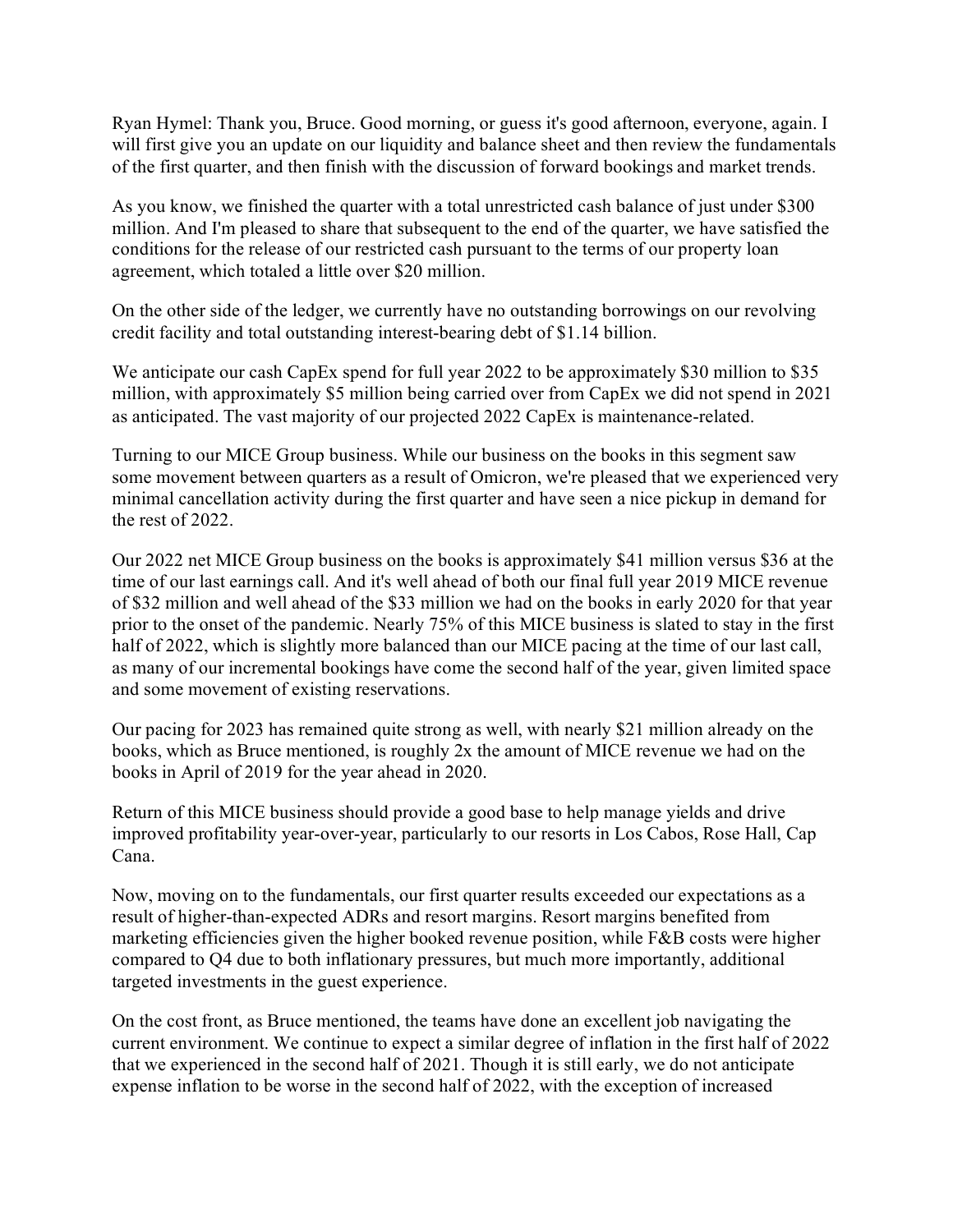Ryan Hymel: Thank you, Bruce. Good morning, or guess it's good afternoon, everyone, again. I will first give you an update on our liquidity and balance sheet and then review the fundamentals of the first quarter, and then finish with the discussion of forward bookings and market trends.

As you know, we finished the quarter with a total unrestricted cash balance of just under $300 million. And I'm pleased to share that subsequent to the end of the quarter, we have satisfied the conditions for the release of our restricted cash pursuant to the terms of our property loan agreement, which totaled a little over $20 million.

On the other side of the ledger, we currently have no outstanding borrowings on our revolving credit facility and total outstanding interest-bearing debt of $1.14 billion.

We anticipate our cash CapEx spend for full year 2022 to be approximately $30 million to $35 million, with approximately $5 million being carried over from CapEx we did not spend in 2021 as anticipated. The vast majority of our projected 2022 CapEx is maintenance-related.

Turning to our MICE Group business. While our business on the books in this segment saw some movement between quarters as a result of Omicron, we're pleased that we experienced very minimal cancellation activity during the first quarter and have seen a nice pickup in demand for the rest of 2022.

Our 2022 net MICE Group business on the books is approximately $41 million versus $36 at the time of our last earnings call. And it's well ahead of both our final full year 2019 MICE revenue of $32 million and well ahead of the $33 million we had on the books in early 2020 for that year prior to the onset of the pandemic. Nearly 75% of this MICE business is slated to stay in the first half of 2022, which is slightly more balanced than our MICE pacing at the time of our last call, as many of our incremental bookings have come the second half of the year, given limited space and some movement of existing reservations.

Our pacing for 2023 has remained quite strong as well, with nearly $21 million already on the books, which as Bruce mentioned, is roughly 2x the amount of MICE revenue we had on the books in April of 2019 for the year ahead in 2020.

Return of this MICE business should provide a good base to help manage yields and drive improved profitability year-over-year, particularly to our resorts in Los Cabos, Rose Hall, Cap Cana.

Now, moving on to the fundamentals, our first quarter results exceeded our expectations as a result of higher-than-expected ADRs and resort margins. Resort margins benefited from marketing efficiencies given the higher booked revenue position, while F&B costs were higher compared to Q4 due to both inflationary pressures, but much more importantly, additional targeted investments in the guest experience.

On the cost front, as Bruce mentioned, the teams have done an excellent job navigating the current environment. We continue to expect a similar degree of inflation in the first half of 2022 that we experienced in the second half of 2021. Though it is still early, we do not anticipate expense inflation to be worse in the second half of 2022, with the exception of increased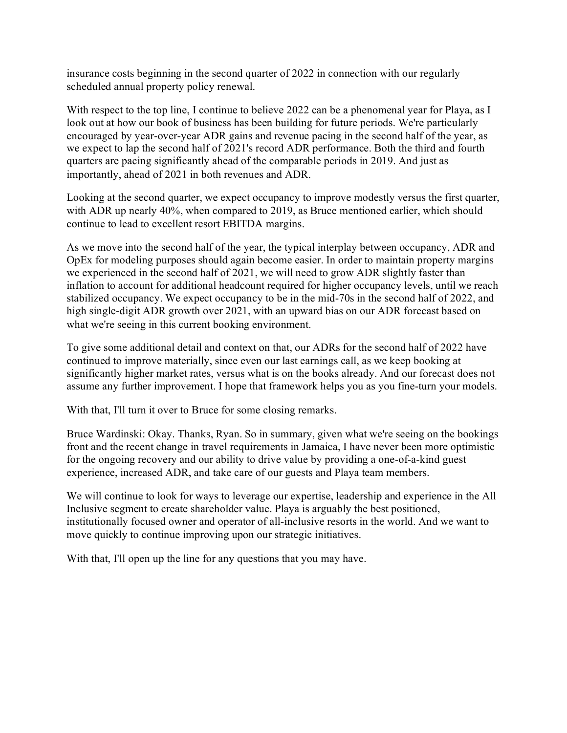insurance costs beginning in the second quarter of 2022 in connection with our regularly scheduled annual property policy renewal.

With respect to the top line, I continue to believe 2022 can be a phenomenal year for Playa, as I look out at how our book of business has been building for future periods. We're particularly encouraged by year-over-year ADR gains and revenue pacing in the second half of the year, as we expect to lap the second half of 2021's record ADR performance. Both the third and fourth quarters are pacing significantly ahead of the comparable periods in 2019. And just as importantly, ahead of 2021 in both revenues and ADR.

Looking at the second quarter, we expect occupancy to improve modestly versus the first quarter, with ADR up nearly 40%, when compared to 2019, as Bruce mentioned earlier, which should continue to lead to excellent resort EBITDA margins.

As we move into the second half of the year, the typical interplay between occupancy, ADR and OpEx for modeling purposes should again become easier. In order to maintain property margins we experienced in the second half of 2021, we will need to grow ADR slightly faster than inflation to account for additional headcount required for higher occupancy levels, until we reach stabilized occupancy. We expect occupancy to be in the mid-70s in the second half of 2022, and high single-digit ADR growth over 2021, with an upward bias on our ADR forecast based on what we're seeing in this current booking environment.

To give some additional detail and context on that, our ADRs for the second half of 2022 have continued to improve materially, since even our last earnings call, as we keep booking at significantly higher market rates, versus what is on the books already. And our forecast does not assume any further improvement. I hope that framework helps you as you fine-turn your models.

With that, I'll turn it over to Bruce for some closing remarks.

Bruce Wardinski: Okay. Thanks, Ryan. So in summary, given what we're seeing on the bookings front and the recent change in travel requirements in Jamaica, I have never been more optimistic for the ongoing recovery and our ability to drive value by providing a one-of-a-kind guest experience, increased ADR, and take care of our guests and Playa team members.

We will continue to look for ways to leverage our expertise, leadership and experience in the All Inclusive segment to create shareholder value. Playa is arguably the best positioned, institutionally focused owner and operator of all-inclusive resorts in the world. And we want to move quickly to continue improving upon our strategic initiatives.

With that, I'll open up the line for any questions that you may have.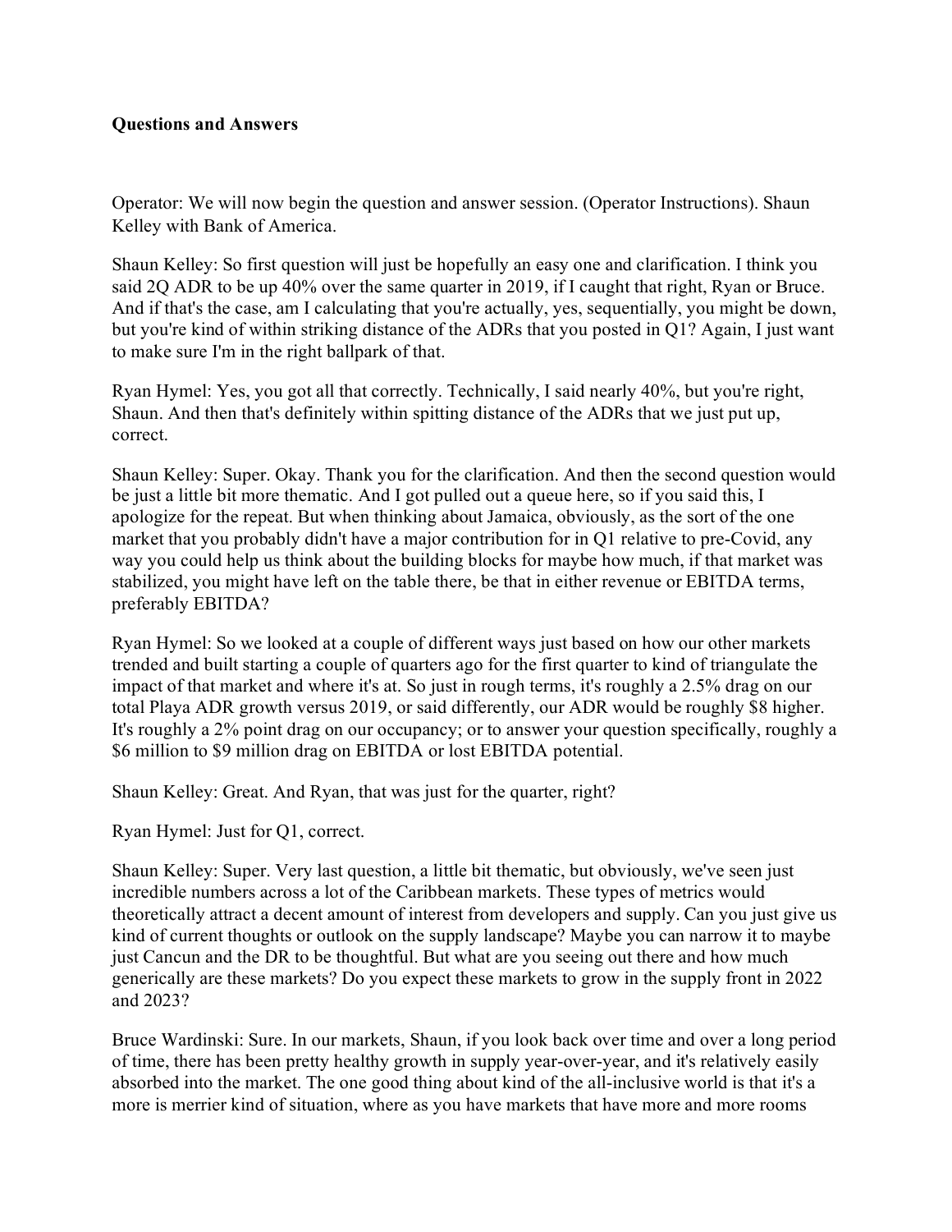**Questions and Answers**

Operator: We will now begin the question and answer session. (Operator Instructions). Shaun Kelley with Bank of America.

Shaun Kelley: So first question will just be hopefully an easy one and clarification. I think you said 2Q ADR to be up 40% over the same quarter in 2019, if I caught that right, Ryan or Bruce. And if that's the case, am I calculating that you're actually, yes, sequentially, you might be down, but you're kind of within striking distance of the ADRs that you posted in Q1? Again, I just want to make sure I'm in the right ballpark of that.

Ryan Hymel: Yes, you got all that correctly. Technically, I said nearly 40%, but you're right, Shaun. And then that's definitely within spitting distance of the ADRs that we just put up, correct.

Shaun Kelley: Super. Okay. Thank you for the clarification. And then the second question would be just a little bit more thematic. And I got pulled out a queue here, so if you said this, I apologize for the repeat. But when thinking about Jamaica, obviously, as the sort of the one market that you probably didn't have a major contribution for in Q1 relative to pre-Covid, any way you could help us think about the building blocks for maybe how much, if that market was stabilized, you might have left on the table there, be that in either revenue or EBITDA terms, preferably EBITDA?

Ryan Hymel: So we looked at a couple of different ways just based on how our other markets trended and built starting a couple of quarters ago for the first quarter to kind of triangulate the impact of that market and where it's at. So just in rough terms, it's roughly a 2.5% drag on our total Playa ADR growth versus 2019, or said differently, our ADR would be roughly $8 higher. It's roughly a 2% point drag on our occupancy; or to answer your question specifically, roughly a $6 million to $9 million drag on EBITDA or lost EBITDA potential.

Shaun Kelley: Great. And Ryan, that was just for the quarter, right?

Ryan Hymel: Just for Q1, correct.

Shaun Kelley: Super. Very last question, a little bit thematic, but obviously, we've seen just incredible numbers across a lot of the Caribbean markets. These types of metrics would theoretically attract a decent amount of interest from developers and supply. Can you just give us kind of current thoughts or outlook on the supply landscape? Maybe you can narrow it to maybe just Cancun and the DR to be thoughtful. But what are you seeing out there and how much generically are these markets? Do you expect these markets to grow in the supply front in 2022 and 2023?

Bruce Wardinski: Sure. In our markets, Shaun, if you look back over time and over a long period of time, there has been pretty healthy growth in supply year-over-year, and it's relatively easily absorbed into the market. The one good thing about kind of the all-inclusive world is that it's a more is merrier kind of situation, where as you have markets that have more and more rooms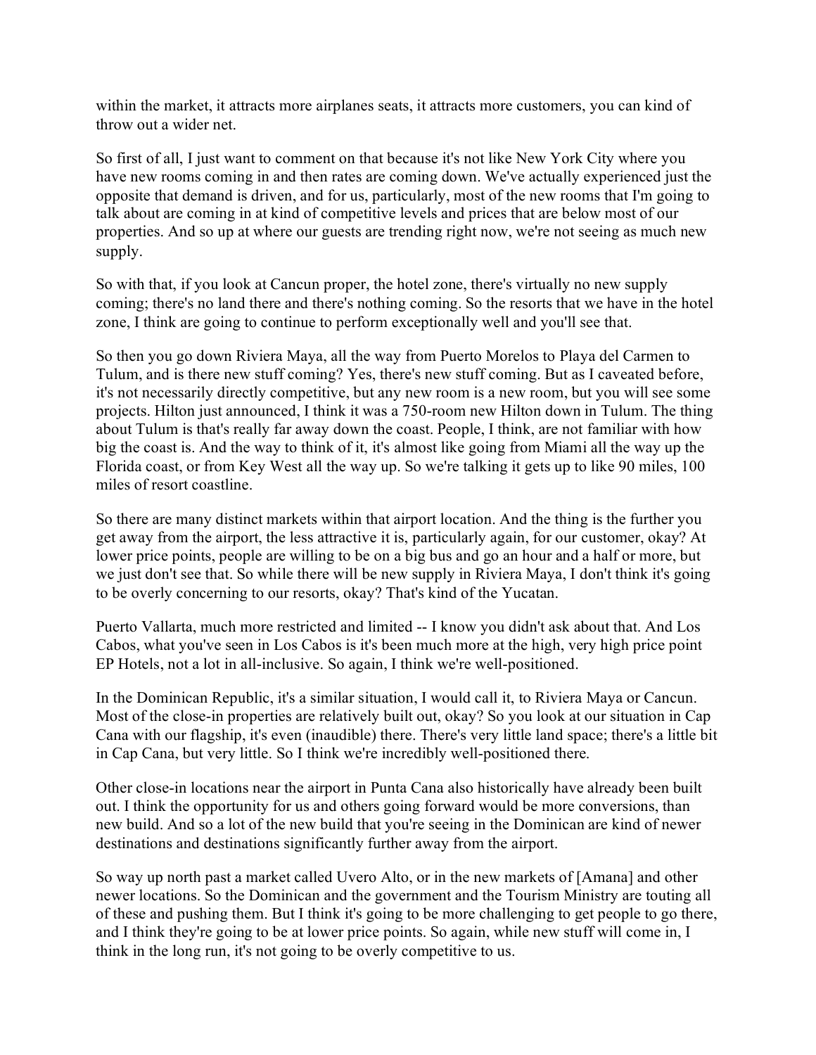within the market, it attracts more airplanes seats, it attracts more customers, you can kind of throw out a wider net.

So first of all, I just want to comment on that because it's not like New York City where you have new rooms coming in and then rates are coming down. We've actually experienced just the opposite that demand is driven, and for us, particularly, most of the new rooms that I'm going to talk about are coming in at kind of competitive levels and prices that are below most of our properties. And so up at where our guests are trending right now, we're not seeing as much new supply.

So with that, if you look at Cancun proper, the hotel zone, there's virtually no new supply coming; there's no land there and there's nothing coming. So the resorts that we have in the hotel zone, I think are going to continue to perform exceptionally well and you'll see that.

So then you go down Riviera Maya, all the way from Puerto Morelos to Playa del Carmen to Tulum, and is there new stuff coming? Yes, there's new stuff coming. But as I caveated before, it's not necessarily directly competitive, but any new room is a new room, but you will see some projects. Hilton just announced, I think it was a 750-room new Hilton down in Tulum. The thing about Tulum is that's really far away down the coast. People, I think, are not familiar with how big the coast is. And the way to think of it, it's almost like going from Miami all the way up the Florida coast, or from Key West all the way up. So we're talking it gets up to like 90 miles, 100 miles of resort coastline.

So there are many distinct markets within that airport location. And the thing is the further you get away from the airport, the less attractive it is, particularly again, for our customer, okay? At lower price points, people are willing to be on a big bus and go an hour and a half or more, but we just don't see that. So while there will be new supply in Riviera Maya, I don't think it's going to be overly concerning to our resorts, okay? That's kind of the Yucatan.

Puerto Vallarta, much more restricted and limited -- I know you didn't ask about that. And Los Cabos, what you've seen in Los Cabos is it's been much more at the high, very high price point EP Hotels, not a lot in all-inclusive. So again, I think we're well-positioned.

In the Dominican Republic, it's a similar situation, I would call it, to Riviera Maya or Cancun. Most of the close-in properties are relatively built out, okay? So you look at our situation in Cap Cana with our flagship, it's even (inaudible) there. There's very little land space; there's a little bit in Cap Cana, but very little. So I think we're incredibly well-positioned there.

Other close-in locations near the airport in Punta Cana also historically have already been built out. I think the opportunity for us and others going forward would be more conversions, than new build. And so a lot of the new build that you're seeing in the Dominican are kind of newer destinations and destinations significantly further away from the airport.

So way up north past a market called Uvero Alto, or in the new markets of [Amana] and other newer locations. So the Dominican and the government and the Tourism Ministry are touting all of these and pushing them. But I think it's going to be more challenging to get people to go there, and I think they're going to be at lower price points. So again, while new stuff will come in, I think in the long run, it's not going to be overly competitive to us.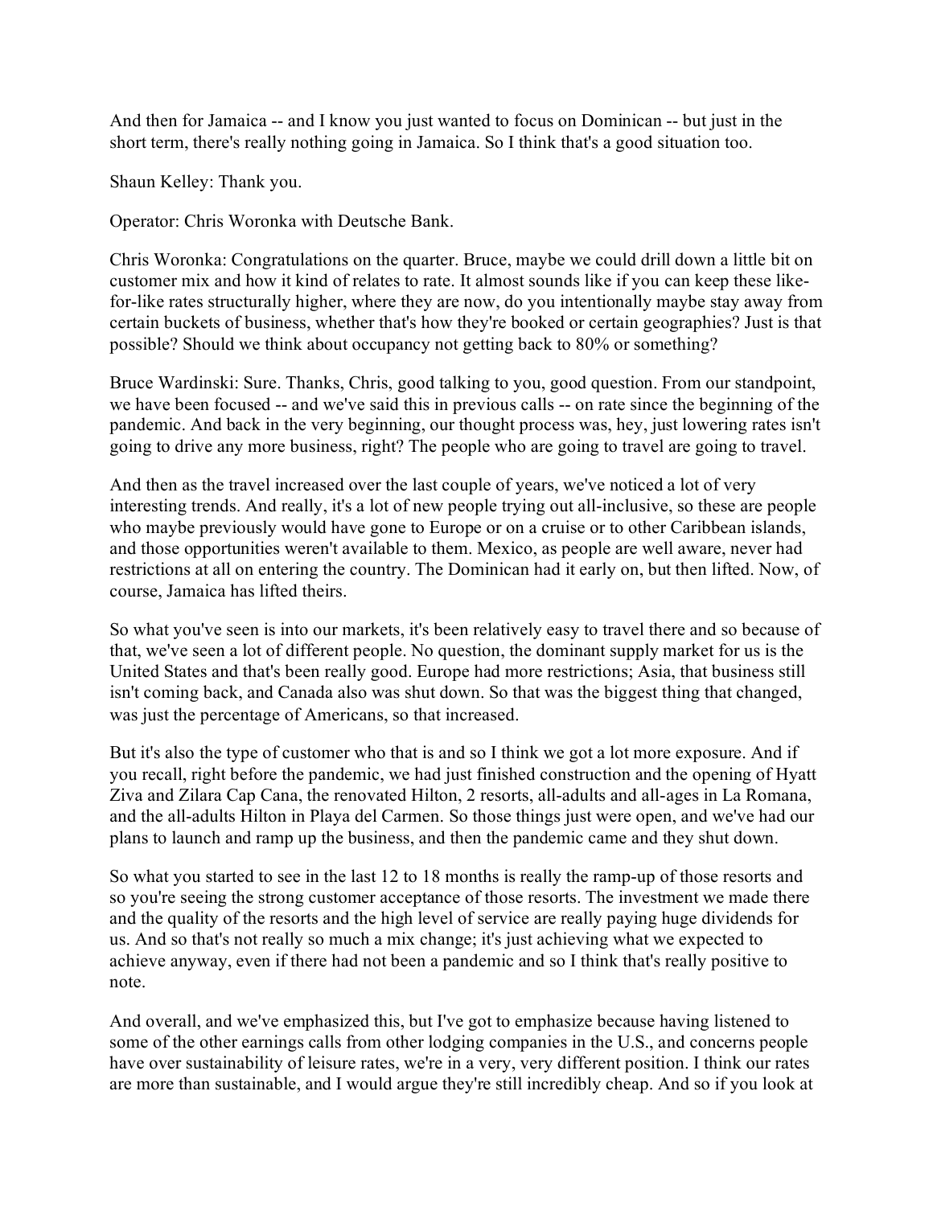And then for Jamaica -- and I know you just wanted to focus on Dominican -- but just in the short term, there's really nothing going in Jamaica. So I think that's a good situation too.

Shaun Kelley: Thank you.

Operator: Chris Woronka with Deutsche Bank.

Chris Woronka: Congratulations on the quarter. Bruce, maybe we could drill down a little bit on customer mix and how it kind of relates to rate. It almost sounds like if you can keep these like-for-like rates structurally higher, where they are now, do you intentionally maybe stay away from certain buckets of business, whether that's how they're booked or certain geographies? Just is that possible? Should we think about occupancy not getting back to 80% or something?

Bruce Wardinski: Sure. Thanks, Chris, good talking to you, good question. From our standpoint, we have been focused -- and we've said this in previous calls -- on rate since the beginning of the pandemic. And back in the very beginning, our thought process was, hey, just lowering rates isn't going to drive any more business, right? The people who are going to travel are going to travel.

And then as the travel increased over the last couple of years, we've noticed a lot of very interesting trends. And really, it's a lot of new people trying out all-inclusive, so these are people who maybe previously would have gone to Europe or on a cruise or to other Caribbean islands, and those opportunities weren't available to them. Mexico, as people are well aware, never had restrictions at all on entering the country. The Dominican had it early on, but then lifted. Now, of course, Jamaica has lifted theirs.

So what you've seen is into our markets, it's been relatively easy to travel there and so because of that, we've seen a lot of different people. No question, the dominant supply market for us is the United States and that's been really good. Europe had more restrictions; Asia, that business still isn't coming back, and Canada also was shut down. So that was the biggest thing that changed, was just the percentage of Americans, so that increased.

But it's also the type of customer who that is and so I think we got a lot more exposure. And if you recall, right before the pandemic, we had just finished construction and the opening of Hyatt Ziva and Zilara Cap Cana, the renovated Hilton, 2 resorts, all-adults and all-ages in La Romana, and the all-adults Hilton in Playa del Carmen. So those things just were open, and we've had our plans to launch and ramp up the business, and then the pandemic came and they shut down.

So what you started to see in the last 12 to 18 months is really the ramp-up of those resorts and so you're seeing the strong customer acceptance of those resorts. The investment we made there and the quality of the resorts and the high level of service are really paying huge dividends for us. And so that's not really so much a mix change; it's just achieving what we expected to achieve anyway, even if there had not been a pandemic and so I think that's really positive to note.

And overall, and we've emphasized this, but I've got to emphasize because having listened to some of the other earnings calls from other lodging companies in the U.S., and concerns people have over sustainability of leisure rates, we're in a very, very different position. I think our rates are more than sustainable, and I would argue they're still incredibly cheap. And so if you look at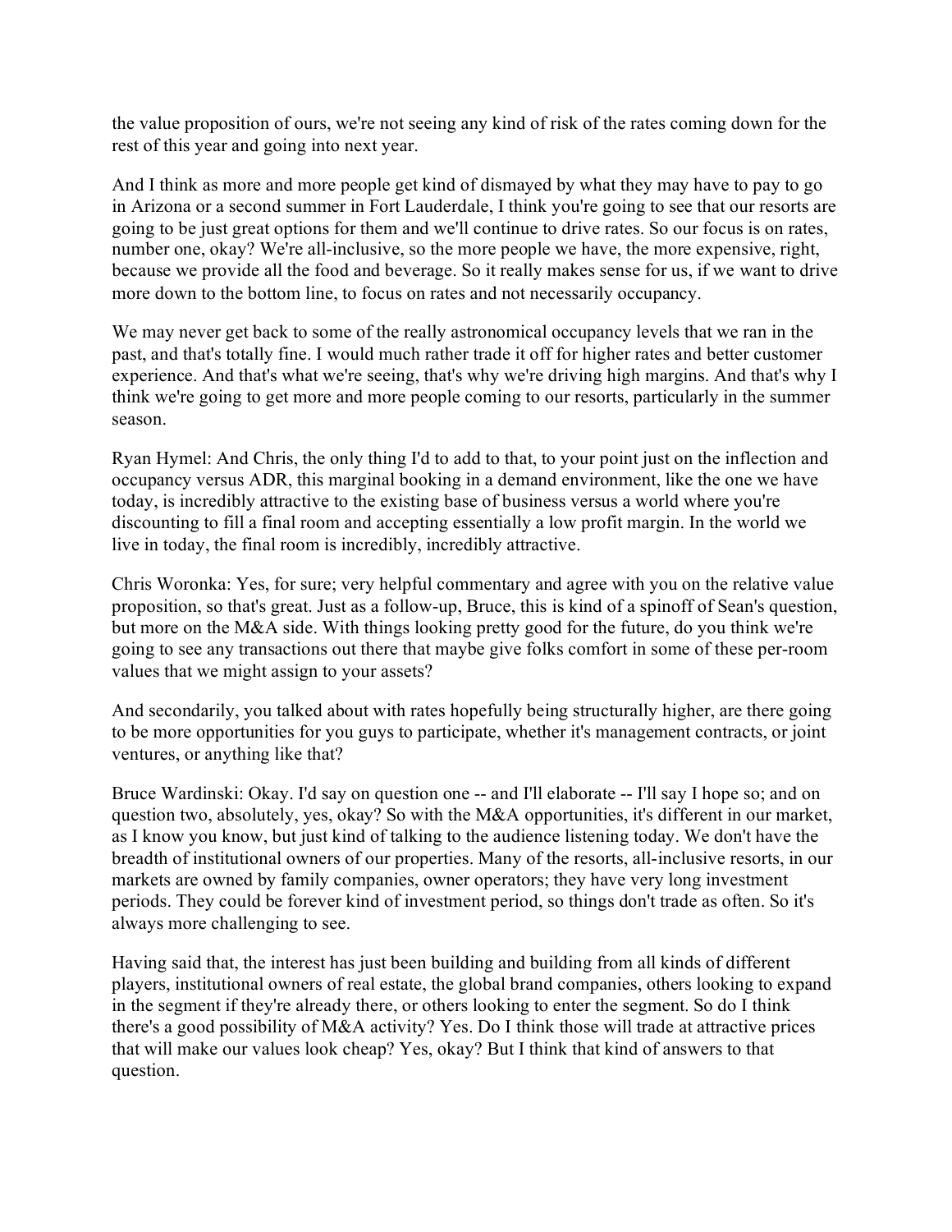the value proposition of ours, we're not seeing any kind of risk of the rates coming down for the rest of this year and going into next year.

And I think as more and more people get kind of dismayed by what they may have to pay to go in Arizona or a second summer in Fort Lauderdale, I think you're going to see that our resorts are going to be just great options for them and we'll continue to drive rates. So our focus is on rates, number one, okay? We're all-inclusive, so the more people we have, the more expensive, right, because we provide all the food and beverage. So it really makes sense for us, if we want to drive more down to the bottom line, to focus on rates and not necessarily occupancy.

We may never get back to some of the really astronomical occupancy levels that we ran in the past, and that's totally fine. I would much rather trade it off for higher rates and better customer experience. And that's what we're seeing, that's why we're driving high margins. And that's why I think we're going to get more and more people coming to our resorts, particularly in the summer season.

Ryan Hymel: And Chris, the only thing I'd to add to that, to your point just on the inflection and occupancy versus ADR, this marginal booking in a demand environment, like the one we have today, is incredibly attractive to the existing base of business versus a world where you're discounting to fill a final room and accepting essentially a low profit margin. In the world we live in today, the final room is incredibly, incredibly attractive.

Chris Woronka: Yes, for sure; very helpful commentary and agree with you on the relative value proposition, so that's great. Just as a follow-up, Bruce, this is kind of a spinoff of Sean's question, but more on the M&A side. With things looking pretty good for the future, do you think we're going to see any transactions out there that maybe give folks comfort in some of these per-room values that we might assign to your assets?

And secondarily, you talked about with rates hopefully being structurally higher, are there going to be more opportunities for you guys to participate, whether it's management contracts, or joint ventures, or anything like that?

Bruce Wardinski: Okay. I'd say on question one -- and I'll elaborate -- I'll say I hope so; and on question two, absolutely, yes, okay? So with the M&A opportunities, it's different in our market, as I know you know, but just kind of talking to the audience listening today. We don't have the breadth of institutional owners of our properties. Many of the resorts, all-inclusive resorts, in our markets are owned by family companies, owner operators; they have very long investment periods. They could be forever kind of investment period, so things don't trade as often. So it's always more challenging to see.

Having said that, the interest has just been building and building from all kinds of different players, institutional owners of real estate, the global brand companies, others looking to expand in the segment if they're already there, or others looking to enter the segment. So do I think there's a good possibility of M&A activity? Yes. Do I think those will trade at attractive prices that will make our values look cheap? Yes, okay? But I think that kind of answers to that question.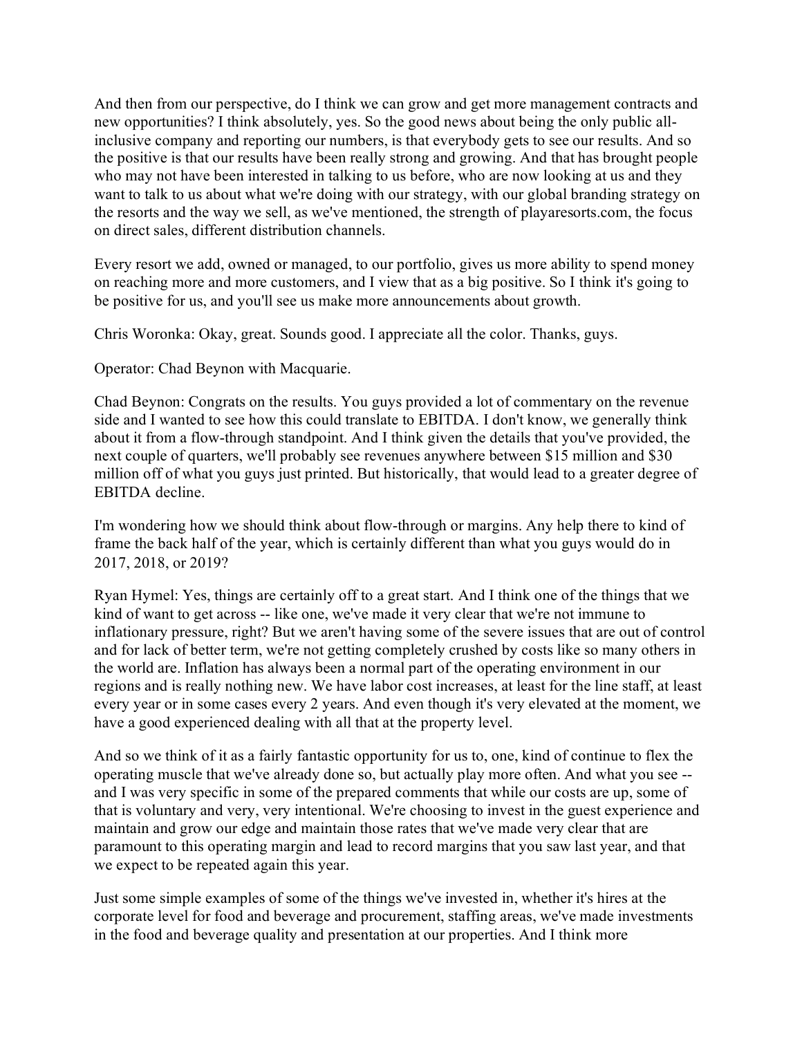And then from our perspective, do I think we can grow and get more management contracts and new opportunities? I think absolutely, yes. So the good news about being the only public all-inclusive company and reporting our numbers, is that everybody gets to see our results. And so the positive is that our results have been really strong and growing. And that has brought people who may not have been interested in talking to us before, who are now looking at us and they want to talk to us about what we're doing with our strategy, with our global branding strategy on the resorts and the way we sell, as we've mentioned, the strength of playaresorts.com, the focus on direct sales, different distribution channels.

Every resort we add, owned or managed, to our portfolio, gives us more ability to spend money on reaching more and more customers, and I view that as a big positive. So I think it's going to be positive for us, and you'll see us make more announcements about growth.

Chris Woronka: Okay, great. Sounds good. I appreciate all the color. Thanks, guys.

Operator: Chad Beynon with Macquarie.

Chad Beynon: Congrats on the results. You guys provided a lot of commentary on the revenue side and I wanted to see how this could translate to EBITDA. I don't know, we generally think about it from a flow-through standpoint. And I think given the details that you've provided, the next couple of quarters, we'll probably see revenues anywhere between $15 million and $30 million off of what you guys just printed. But historically, that would lead to a greater degree of EBITDA decline.

I'm wondering how we should think about flow-through or margins. Any help there to kind of frame the back half of the year, which is certainly different than what you guys would do in 2017, 2018, or 2019?

Ryan Hymel: Yes, things are certainly off to a great start. And I think one of the things that we kind of want to get across -- like one, we've made it very clear that we're not immune to inflationary pressure, right? But we aren't having some of the severe issues that are out of control and for lack of better term, we're not getting completely crushed by costs like so many others in the world are. Inflation has always been a normal part of the operating environment in our regions and is really nothing new. We have labor cost increases, at least for the line staff, at least every year or in some cases every 2 years. And even though it's very elevated at the moment, we have a good experienced dealing with all that at the property level.

And so we think of it as a fairly fantastic opportunity for us to, one, kind of continue to flex the operating muscle that we've already done so, but actually play more often. And what you see -- and I was very specific in some of the prepared comments that while our costs are up, some of that is voluntary and very, very intentional. We're choosing to invest in the guest experience and maintain and grow our edge and maintain those rates that we've made very clear that are paramount to this operating margin and lead to record margins that you saw last year, and that we expect to be repeated again this year.

Just some simple examples of some of the things we've invested in, whether it's hires at the corporate level for food and beverage and procurement, staffing areas, we've made investments in the food and beverage quality and presentation at our properties. And I think more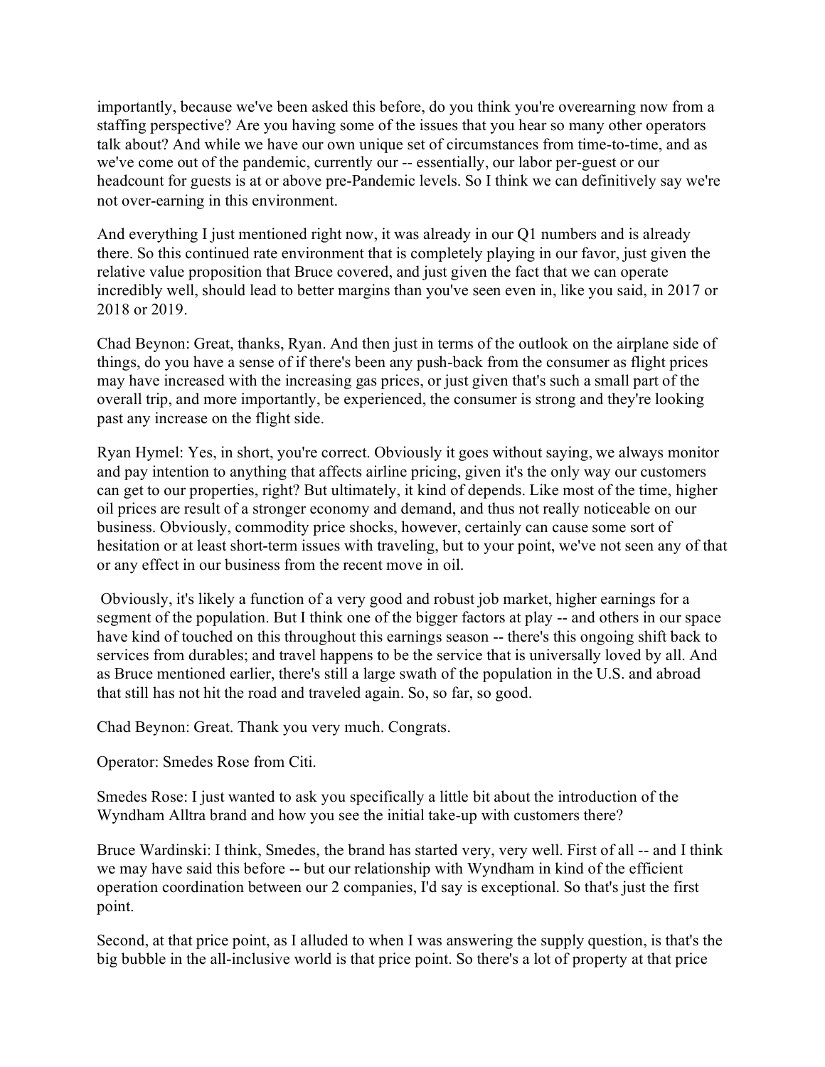importantly, because we've been asked this before, do you think you're overearning now from a staffing perspective? Are you having some of the issues that you hear so many other operators talk about? And while we have our own unique set of circumstances from time-to-time, and as we've come out of the pandemic, currently our -- essentially, our labor per-guest or our headcount for guests is at or above pre-Pandemic levels. So I think we can definitively say we're not over-earning in this environment.

And everything I just mentioned right now, it was already in our Q1 numbers and is already there. So this continued rate environment that is completely playing in our favor, just given the relative value proposition that Bruce covered, and just given the fact that we can operate incredibly well, should lead to better margins than you've seen even in, like you said, in 2017 or 2018 or 2019.

Chad Beynon: Great, thanks, Ryan. And then just in terms of the outlook on the airplane side of things, do you have a sense of if there's been any push-back from the consumer as flight prices may have increased with the increasing gas prices, or just given that's such a small part of the overall trip, and more importantly, be experienced, the consumer is strong and they're looking past any increase on the flight side.

Ryan Hymel: Yes, in short, you're correct. Obviously it goes without saying, we always monitor and pay intention to anything that affects airline pricing, given it's the only way our customers can get to our properties, right? But ultimately, it kind of depends. Like most of the time, higher oil prices are result of a stronger economy and demand, and thus not really noticeable on our business. Obviously, commodity price shocks, however, certainly can cause some sort of hesitation or at least short-term issues with traveling, but to your point, we've not seen any of that or any effect in our business from the recent move in oil.

Obviously, it's likely a function of a very good and robust job market, higher earnings for a segment of the population. But I think one of the bigger factors at play -- and others in our space have kind of touched on this throughout this earnings season -- there's this ongoing shift back to services from durables; and travel happens to be the service that is universally loved by all. And as Bruce mentioned earlier, there's still a large swath of the population in the U.S. and abroad that still has not hit the road and traveled again. So, so far, so good.

Chad Beynon: Great. Thank you very much. Congrats.

Operator: Smedes Rose from Citi.

Smedes Rose: I just wanted to ask you specifically a little bit about the introduction of the Wyndham Alltra brand and how you see the initial take-up with customers there?

Bruce Wardinski: I think, Smedes, the brand has started very, very well. First of all -- and I think we may have said this before -- but our relationship with Wyndham in kind of the efficient operation coordination between our 2 companies, I'd say is exceptional. So that's just the first point.

Second, at that price point, as I alluded to when I was answering the supply question, is that's the big bubble in the all-inclusive world is that price point. So there's a lot of property at that price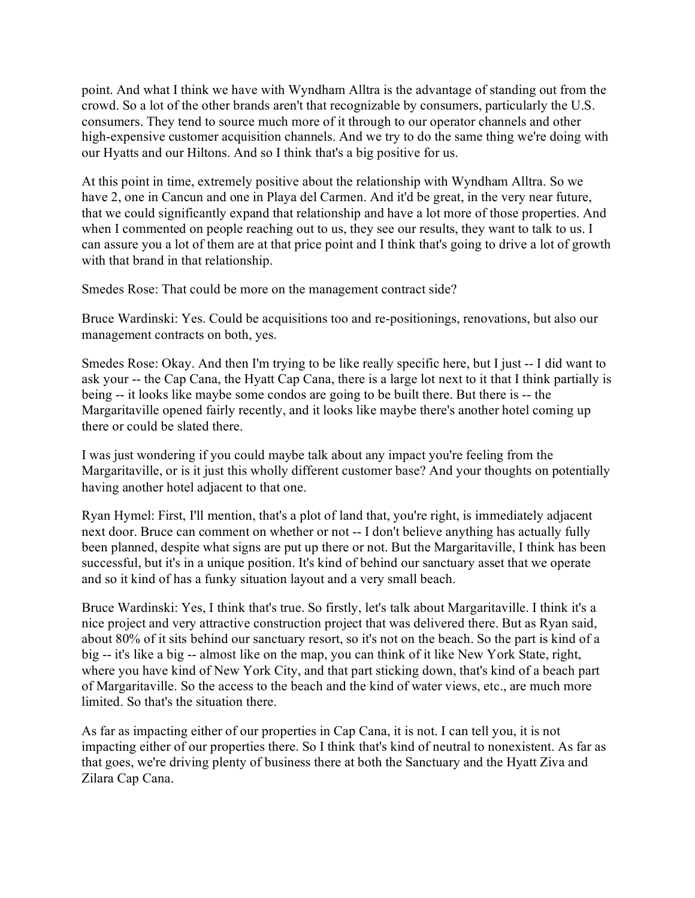point. And what I think we have with Wyndham Alltra is the advantage of standing out from the crowd. So a lot of the other brands aren't that recognizable by consumers, particularly the U.S. consumers. They tend to source much more of it through to our operator channels and other high-expensive customer acquisition channels. And we try to do the same thing we're doing with our Hyatts and our Hiltons. And so I think that's a big positive for us.

At this point in time, extremely positive about the relationship with Wyndham Alltra. So we have 2, one in Cancun and one in Playa del Carmen. And it'd be great, in the very near future, that we could significantly expand that relationship and have a lot more of those properties. And when I commented on people reaching out to us, they see our results, they want to talk to us. I can assure you a lot of them are at that price point and I think that's going to drive a lot of growth with that brand in that relationship.

Smedes Rose: That could be more on the management contract side?

Bruce Wardinski: Yes. Could be acquisitions too and re-positionings, renovations, but also our management contracts on both, yes.

Smedes Rose: Okay. And then I'm trying to be like really specific here, but I just -- I did want to ask your -- the Cap Cana, the Hyatt Cap Cana, there is a large lot next to it that I think partially is being -- it looks like maybe some condos are going to be built there. But there is -- the Margaritaville opened fairly recently, and it looks like maybe there's another hotel coming up there or could be slated there.

I was just wondering if you could maybe talk about any impact you're feeling from the Margaritaville, or is it just this wholly different customer base? And your thoughts on potentially having another hotel adjacent to that one.

Ryan Hymel: First, I'll mention, that's a plot of land that, you're right, is immediately adjacent next door. Bruce can comment on whether or not -- I don't believe anything has actually fully been planned, despite what signs are put up there or not. But the Margaritaville, I think has been successful, but it's in a unique position. It's kind of behind our sanctuary asset that we operate and so it kind of has a funky situation layout and a very small beach.

Bruce Wardinski: Yes, I think that's true. So firstly, let's talk about Margaritaville. I think it's a nice project and very attractive construction project that was delivered there. But as Ryan said, about 80% of it sits behind our sanctuary resort, so it's not on the beach. So the part is kind of a big -- it's like a big -- almost like on the map, you can think of it like New York State, right, where you have kind of New York City, and that part sticking down, that's kind of a beach part of Margaritaville. So the access to the beach and the kind of water views, etc., are much more limited. So that's the situation there.

As far as impacting either of our properties in Cap Cana, it is not. I can tell you, it is not impacting either of our properties there. So I think that's kind of neutral to nonexistent. As far as that goes, we're driving plenty of business there at both the Sanctuary and the Hyatt Ziva and Zilara Cap Cana.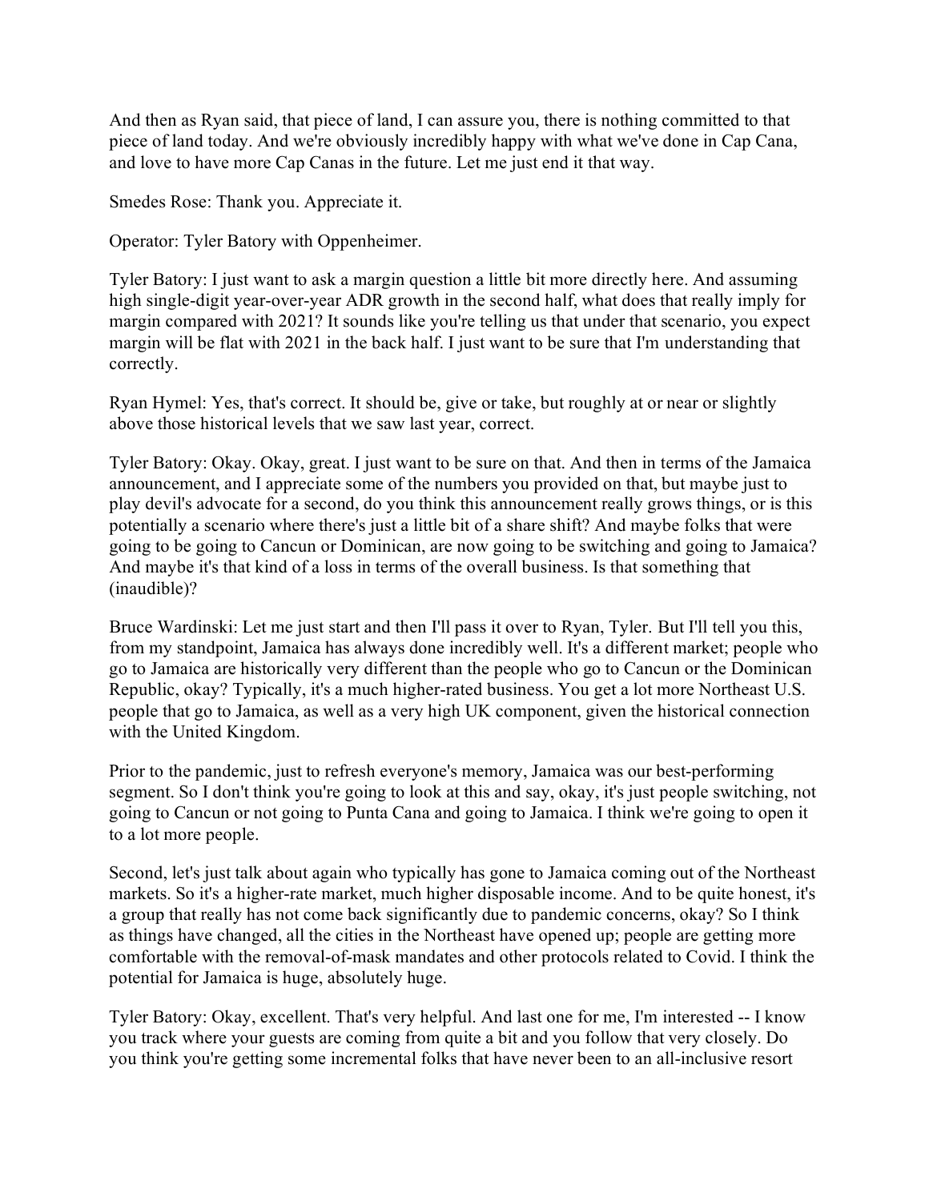And then as Ryan said, that piece of land, I can assure you, there is nothing committed to that piece of land today. And we're obviously incredibly happy with what we've done in Cap Cana, and love to have more Cap Canas in the future. Let me just end it that way.

Smedes Rose: Thank you. Appreciate it.

Operator: Tyler Batory with Oppenheimer.

Tyler Batory: I just want to ask a margin question a little bit more directly here. And assuming high single-digit year-over-year ADR growth in the second half, what does that really imply for margin compared with 2021? It sounds like you're telling us that under that scenario, you expect margin will be flat with 2021 in the back half. I just want to be sure that I'm understanding that correctly.

Ryan Hymel: Yes, that's correct. It should be, give or take, but roughly at or near or slightly above those historical levels that we saw last year, correct.

Tyler Batory: Okay. Okay, great. I just want to be sure on that. And then in terms of the Jamaica announcement, and I appreciate some of the numbers you provided on that, but maybe just to play devil's advocate for a second, do you think this announcement really grows things, or is this potentially a scenario where there's just a little bit of a share shift? And maybe folks that were going to be going to Cancun or Dominican, are now going to be switching and going to Jamaica? And maybe it's that kind of a loss in terms of the overall business. Is that something that (inaudible)?

Bruce Wardinski: Let me just start and then I'll pass it over to Ryan, Tyler. But I'll tell you this, from my standpoint, Jamaica has always done incredibly well. It's a different market; people who go to Jamaica are historically very different than the people who go to Cancun or the Dominican Republic, okay? Typically, it's a much higher-rated business. You get a lot more Northeast U.S. people that go to Jamaica, as well as a very high UK component, given the historical connection with the United Kingdom.

Prior to the pandemic, just to refresh everyone's memory, Jamaica was our best-performing segment. So I don't think you're going to look at this and say, okay, it's just people switching, not going to Cancun or not going to Punta Cana and going to Jamaica. I think we're going to open it to a lot more people.

Second, let's just talk about again who typically has gone to Jamaica coming out of the Northeast markets. So it's a higher-rate market, much higher disposable income. And to be quite honest, it's a group that really has not come back significantly due to pandemic concerns, okay? So I think as things have changed, all the cities in the Northeast have opened up; people are getting more comfortable with the removal-of-mask mandates and other protocols related to Covid. I think the potential for Jamaica is huge, absolutely huge.

Tyler Batory: Okay, excellent. That's very helpful. And last one for me, I'm interested -- I know you track where your guests are coming from quite a bit and you follow that very closely. Do you think you're getting some incremental folks that have never been to an all-inclusive resort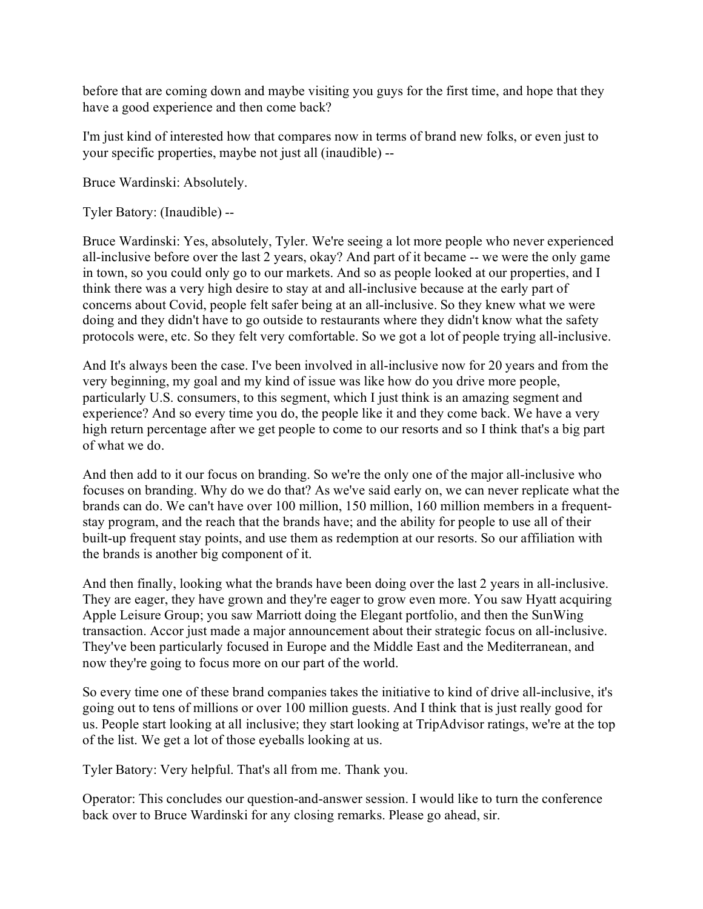before that are coming down and maybe visiting you guys for the first time, and hope that they have a good experience and then come back?

I'm just kind of interested how that compares now in terms of brand new folks, or even just to your specific properties, maybe not just all (inaudible) --

Bruce Wardinski: Absolutely.

Tyler Batory: (Inaudible) --

Bruce Wardinski: Yes, absolutely, Tyler. We're seeing a lot more people who never experienced all-inclusive before over the last 2 years, okay? And part of it became -- we were the only game in town, so you could only go to our markets. And so as people looked at our properties, and I think there was a very high desire to stay at and all-inclusive because at the early part of concerns about Covid, people felt safer being at an all-inclusive. So they knew what we were doing and they didn't have to go outside to restaurants where they didn't know what the safety protocols were, etc. So they felt very comfortable. So we got a lot of people trying all-inclusive.

And It's always been the case. I've been involved in all-inclusive now for 20 years and from the very beginning, my goal and my kind of issue was like how do you drive more people, particularly U.S. consumers, to this segment, which I just think is an amazing segment and experience? And so every time you do, the people like it and they come back. We have a very high return percentage after we get people to come to our resorts and so I think that's a big part of what we do.

And then add to it our focus on branding. So we're the only one of the major all-inclusive who focuses on branding. Why do we do that? As we've said early on, we can never replicate what the brands can do. We can't have over 100 million, 150 million, 160 million members in a frequent-stay program, and the reach that the brands have; and the ability for people to use all of their built-up frequent stay points, and use them as redemption at our resorts. So our affiliation with the brands is another big component of it.

And then finally, looking what the brands have been doing over the last 2 years in all-inclusive. They are eager, they have grown and they're eager to grow even more. You saw Hyatt acquiring Apple Leisure Group; you saw Marriott doing the Elegant portfolio, and then the SunWing transaction. Accor just made a major announcement about their strategic focus on all-inclusive. They've been particularly focused in Europe and the Middle East and the Mediterranean, and now they're going to focus more on our part of the world.

So every time one of these brand companies takes the initiative to kind of drive all-inclusive, it's going out to tens of millions or over 100 million guests. And I think that is just really good for us. People start looking at all inclusive; they start looking at TripAdvisor ratings, we're at the top of the list. We get a lot of those eyeballs looking at us.

Tyler Batory: Very helpful. That's all from me. Thank you.

Operator: This concludes our question-and-answer session. I would like to turn the conference back over to Bruce Wardinski for any closing remarks. Please go ahead, sir.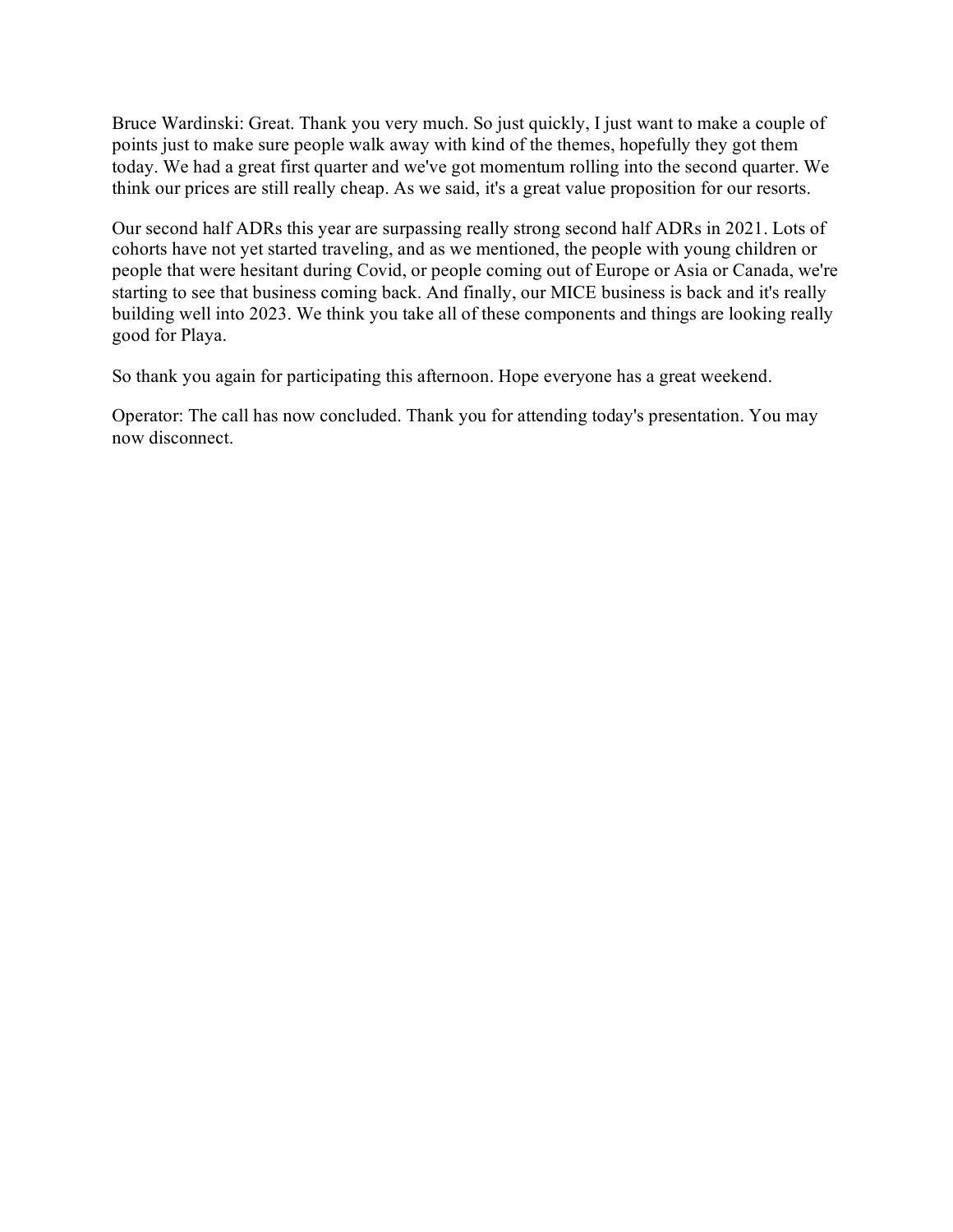Bruce Wardinski: Great. Thank you very much. So just quickly, I just want to make a couple of points just to make sure people walk away with kind of the themes, hopefully they got them today. We had a great first quarter and we've got momentum rolling into the second quarter. We think our prices are still really cheap. As we said, it's a great value proposition for our resorts.

Our second half ADRs this year are surpassing really strong second half ADRs in 2021. Lots of cohorts have not yet started traveling, and as we mentioned, the people with young children or people that were hesitant during Covid, or people coming out of Europe or Asia or Canada, we're starting to see that business coming back. And finally, our MICE business is back and it's really building well into 2023. We think you take all of these components and things are looking really good for Playa.

So thank you again for participating this afternoon. Hope everyone has a great weekend.

Operator: The call has now concluded. Thank you for attending today's presentation. You may now disconnect.